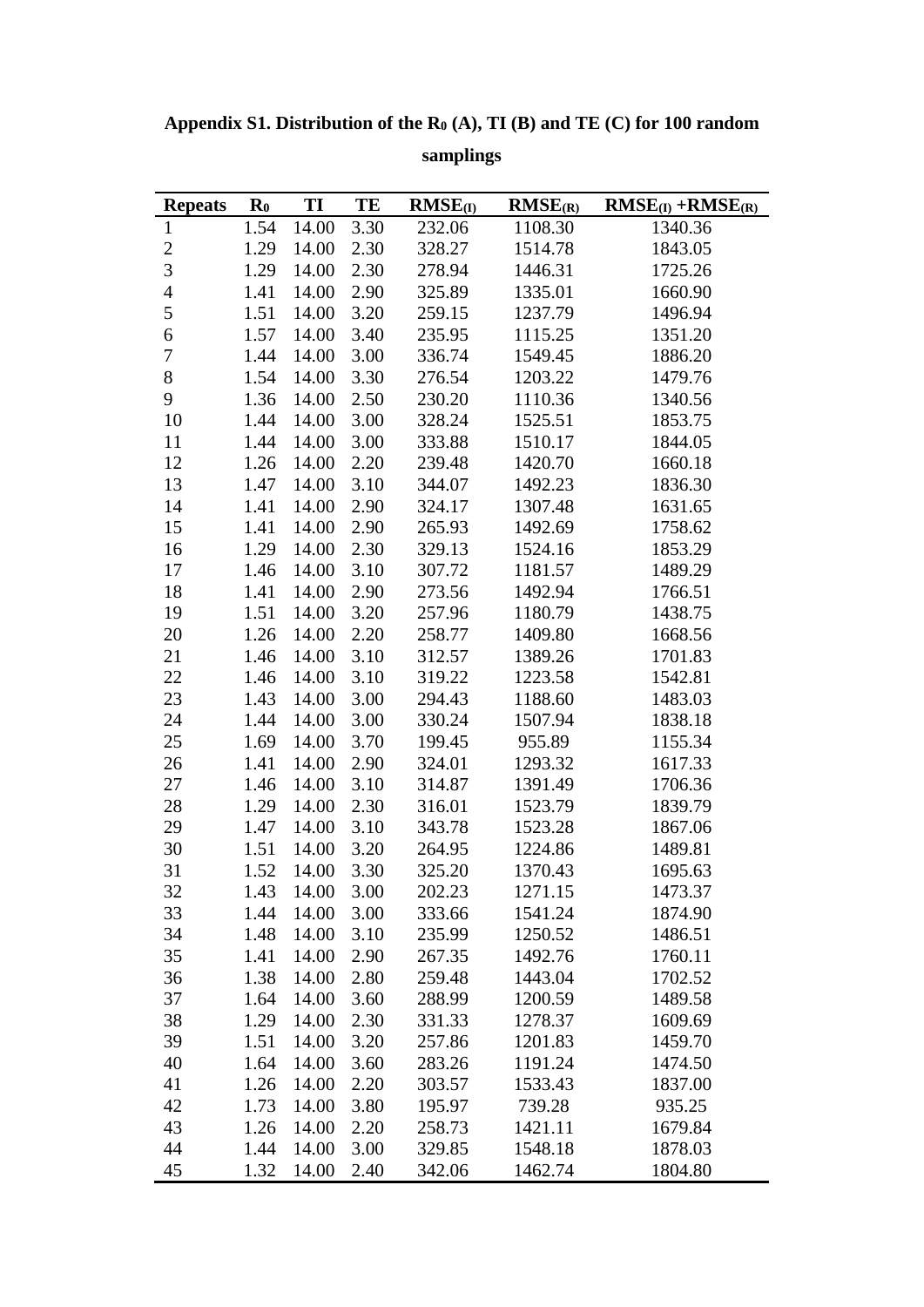**Appendix S1. Distribution of the $R_0$ (A), TI (B) and TE (C) for 100 random samplings**

| Repeats | $R_0$ | TI | TE | $RMSE_{(I)}$ | $RMSE_{(R)}$ | $RMSE_{(I)}$ +$RMSE_{(R)}$ |
|---|---|---|---|---|---|---|
| 1 | 1.54 | 14.00 | 3.30 | 232.06 | 1108.30 | 1340.36 |
| 2 | 1.29 | 14.00 | 2.30 | 328.27 | 1514.78 | 1843.05 |
| 3 | 1.29 | 14.00 | 2.30 | 278.94 | 1446.31 | 1725.26 |
| 4 | 1.41 | 14.00 | 2.90 | 325.89 | 1335.01 | 1660.90 |
| 5 | 1.51 | 14.00 | 3.20 | 259.15 | 1237.79 | 1496.94 |
| 6 | 1.57 | 14.00 | 3.40 | 235.95 | 1115.25 | 1351.20 |
| 7 | 1.44 | 14.00 | 3.00 | 336.74 | 1549.45 | 1886.20 |
| 8 | 1.54 | 14.00 | 3.30 | 276.54 | 1203.22 | 1479.76 |
| 9 | 1.36 | 14.00 | 2.50 | 230.20 | 1110.36 | 1340.56 |
| 10 | 1.44 | 14.00 | 3.00 | 328.24 | 1525.51 | 1853.75 |
| 11 | 1.44 | 14.00 | 3.00 | 333.88 | 1510.17 | 1844.05 |
| 12 | 1.26 | 14.00 | 2.20 | 239.48 | 1420.70 | 1660.18 |
| 13 | 1.47 | 14.00 | 3.10 | 344.07 | 1492.23 | 1836.30 |
| 14 | 1.41 | 14.00 | 2.90 | 324.17 | 1307.48 | 1631.65 |
| 15 | 1.41 | 14.00 | 2.90 | 265.93 | 1492.69 | 1758.62 |
| 16 | 1.29 | 14.00 | 2.30 | 329.13 | 1524.16 | 1853.29 |
| 17 | 1.46 | 14.00 | 3.10 | 307.72 | 1181.57 | 1489.29 |
| 18 | 1.41 | 14.00 | 2.90 | 273.56 | 1492.94 | 1766.51 |
| 19 | 1.51 | 14.00 | 3.20 | 257.96 | 1180.79 | 1438.75 |
| 20 | 1.26 | 14.00 | 2.20 | 258.77 | 1409.80 | 1668.56 |
| 21 | 1.46 | 14.00 | 3.10 | 312.57 | 1389.26 | 1701.83 |
| 22 | 1.46 | 14.00 | 3.10 | 319.22 | 1223.58 | 1542.81 |
| 23 | 1.43 | 14.00 | 3.00 | 294.43 | 1188.60 | 1483.03 |
| 24 | 1.44 | 14.00 | 3.00 | 330.24 | 1507.94 | 1838.18 |
| 25 | 1.69 | 14.00 | 3.70 | 199.45 | 955.89 | 1155.34 |
| 26 | 1.41 | 14.00 | 2.90 | 324.01 | 1293.32 | 1617.33 |
| 27 | 1.46 | 14.00 | 3.10 | 314.87 | 1391.49 | 1706.36 |
| 28 | 1.29 | 14.00 | 2.30 | 316.01 | 1523.79 | 1839.79 |
| 29 | 1.47 | 14.00 | 3.10 | 343.78 | 1523.28 | 1867.06 |
| 30 | 1.51 | 14.00 | 3.20 | 264.95 | 1224.86 | 1489.81 |
| 31 | 1.52 | 14.00 | 3.30 | 325.20 | 1370.43 | 1695.63 |
| 32 | 1.43 | 14.00 | 3.00 | 202.23 | 1271.15 | 1473.37 |
| 33 | 1.44 | 14.00 | 3.00 | 333.66 | 1541.24 | 1874.90 |
| 34 | 1.48 | 14.00 | 3.10 | 235.99 | 1250.52 | 1486.51 |
| 35 | 1.41 | 14.00 | 2.90 | 267.35 | 1492.76 | 1760.11 |
| 36 | 1.38 | 14.00 | 2.80 | 259.48 | 1443.04 | 1702.52 |
| 37 | 1.64 | 14.00 | 3.60 | 288.99 | 1200.59 | 1489.58 |
| 38 | 1.29 | 14.00 | 2.30 | 331.33 | 1278.37 | 1609.69 |
| 39 | 1.51 | 14.00 | 3.20 | 257.86 | 1201.83 | 1459.70 |
| 40 | 1.64 | 14.00 | 3.60 | 283.26 | 1191.24 | 1474.50 |
| 41 | 1.26 | 14.00 | 2.20 | 303.57 | 1533.43 | 1837.00 |
| 42 | 1.73 | 14.00 | 3.80 | 195.97 | 739.28 | 935.25 |
| 43 | 1.26 | 14.00 | 2.20 | 258.73 | 1421.11 | 1679.84 |
| 44 | 1.44 | 14.00 | 3.00 | 329.85 | 1548.18 | 1878.03 |
| 45 | 1.32 | 14.00 | 2.40 | 342.06 | 1462.74 | 1804.80 |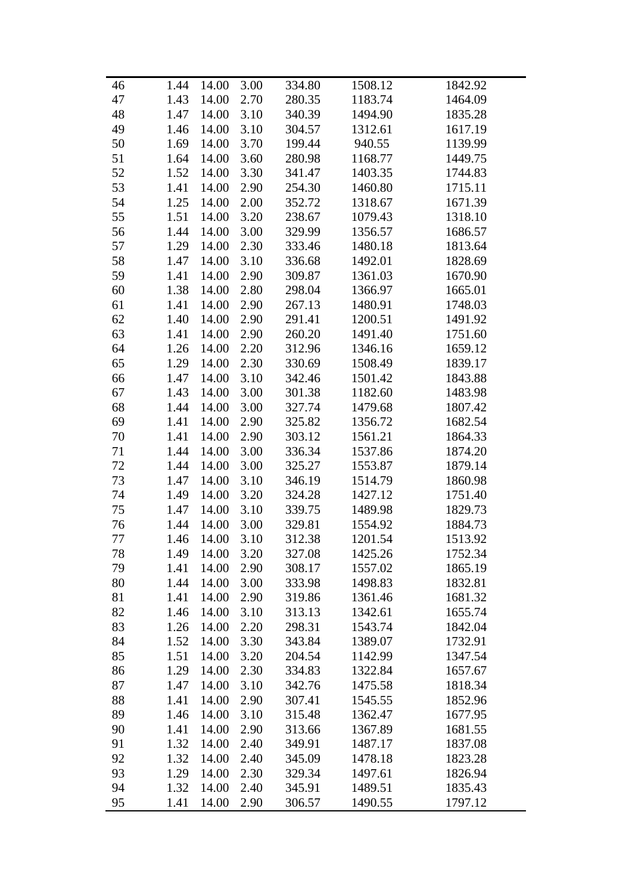| | | | | | | |
|---|---|---|---|---|---|---|
| 46 | 1.44 | 14.00 | 3.00 | 334.80 | 1508.12 | 1842.92 |
| 47 | 1.43 | 14.00 | 2.70 | 280.35 | 1183.74 | 1464.09 |
| 48 | 1.47 | 14.00 | 3.10 | 340.39 | 1494.90 | 1835.28 |
| 49 | 1.46 | 14.00 | 3.10 | 304.57 | 1312.61 | 1617.19 |
| 50 | 1.69 | 14.00 | 3.70 | 199.44 | 940.55 | 1139.99 |
| 51 | 1.64 | 14.00 | 3.60 | 280.98 | 1168.77 | 1449.75 |
| 52 | 1.52 | 14.00 | 3.30 | 341.47 | 1403.35 | 1744.83 |
| 53 | 1.41 | 14.00 | 2.90 | 254.30 | 1460.80 | 1715.11 |
| 54 | 1.25 | 14.00 | 2.00 | 352.72 | 1318.67 | 1671.39 |
| 55 | 1.51 | 14.00 | 3.20 | 238.67 | 1079.43 | 1318.10 |
| 56 | 1.44 | 14.00 | 3.00 | 329.99 | 1356.57 | 1686.57 |
| 57 | 1.29 | 14.00 | 2.30 | 333.46 | 1480.18 | 1813.64 |
| 58 | 1.47 | 14.00 | 3.10 | 336.68 | 1492.01 | 1828.69 |
| 59 | 1.41 | 14.00 | 2.90 | 309.87 | 1361.03 | 1670.90 |
| 60 | 1.38 | 14.00 | 2.80 | 298.04 | 1366.97 | 1665.01 |
| 61 | 1.41 | 14.00 | 2.90 | 267.13 | 1480.91 | 1748.03 |
| 62 | 1.40 | 14.00 | 2.90 | 291.41 | 1200.51 | 1491.92 |
| 63 | 1.41 | 14.00 | 2.90 | 260.20 | 1491.40 | 1751.60 |
| 64 | 1.26 | 14.00 | 2.20 | 312.96 | 1346.16 | 1659.12 |
| 65 | 1.29 | 14.00 | 2.30 | 330.69 | 1508.49 | 1839.17 |
| 66 | 1.47 | 14.00 | 3.10 | 342.46 | 1501.42 | 1843.88 |
| 67 | 1.43 | 14.00 | 3.00 | 301.38 | 1182.60 | 1483.98 |
| 68 | 1.44 | 14.00 | 3.00 | 327.74 | 1479.68 | 1807.42 |
| 69 | 1.41 | 14.00 | 2.90 | 325.82 | 1356.72 | 1682.54 |
| 70 | 1.41 | 14.00 | 2.90 | 303.12 | 1561.21 | 1864.33 |
| 71 | 1.44 | 14.00 | 3.00 | 336.34 | 1537.86 | 1874.20 |
| 72 | 1.44 | 14.00 | 3.00 | 325.27 | 1553.87 | 1879.14 |
| 73 | 1.47 | 14.00 | 3.10 | 346.19 | 1514.79 | 1860.98 |
| 74 | 1.49 | 14.00 | 3.20 | 324.28 | 1427.12 | 1751.40 |
| 75 | 1.47 | 14.00 | 3.10 | 339.75 | 1489.98 | 1829.73 |
| 76 | 1.44 | 14.00 | 3.00 | 329.81 | 1554.92 | 1884.73 |
| 77 | 1.46 | 14.00 | 3.10 | 312.38 | 1201.54 | 1513.92 |
| 78 | 1.49 | 14.00 | 3.20 | 327.08 | 1425.26 | 1752.34 |
| 79 | 1.41 | 14.00 | 2.90 | 308.17 | 1557.02 | 1865.19 |
| 80 | 1.44 | 14.00 | 3.00 | 333.98 | 1498.83 | 1832.81 |
| 81 | 1.41 | 14.00 | 2.90 | 319.86 | 1361.46 | 1681.32 |
| 82 | 1.46 | 14.00 | 3.10 | 313.13 | 1342.61 | 1655.74 |
| 83 | 1.26 | 14.00 | 2.20 | 298.31 | 1543.74 | 1842.04 |
| 84 | 1.52 | 14.00 | 3.30 | 343.84 | 1389.07 | 1732.91 |
| 85 | 1.51 | 14.00 | 3.20 | 204.54 | 1142.99 | 1347.54 |
| 86 | 1.29 | 14.00 | 2.30 | 334.83 | 1322.84 | 1657.67 |
| 87 | 1.47 | 14.00 | 3.10 | 342.76 | 1475.58 | 1818.34 |
| 88 | 1.41 | 14.00 | 2.90 | 307.41 | 1545.55 | 1852.96 |
| 89 | 1.46 | 14.00 | 3.10 | 315.48 | 1362.47 | 1677.95 |
| 90 | 1.41 | 14.00 | 2.90 | 313.66 | 1367.89 | 1681.55 |
| 91 | 1.32 | 14.00 | 2.40 | 349.91 | 1487.17 | 1837.08 |
| 92 | 1.32 | 14.00 | 2.40 | 345.09 | 1478.18 | 1823.28 |
| 93 | 1.29 | 14.00 | 2.30 | 329.34 | 1497.61 | 1826.94 |
| 94 | 1.32 | 14.00 | 2.40 | 345.91 | 1489.51 | 1835.43 |
| 95 | 1.41 | 14.00 | 2.90 | 306.57 | 1490.55 | 1797.12 |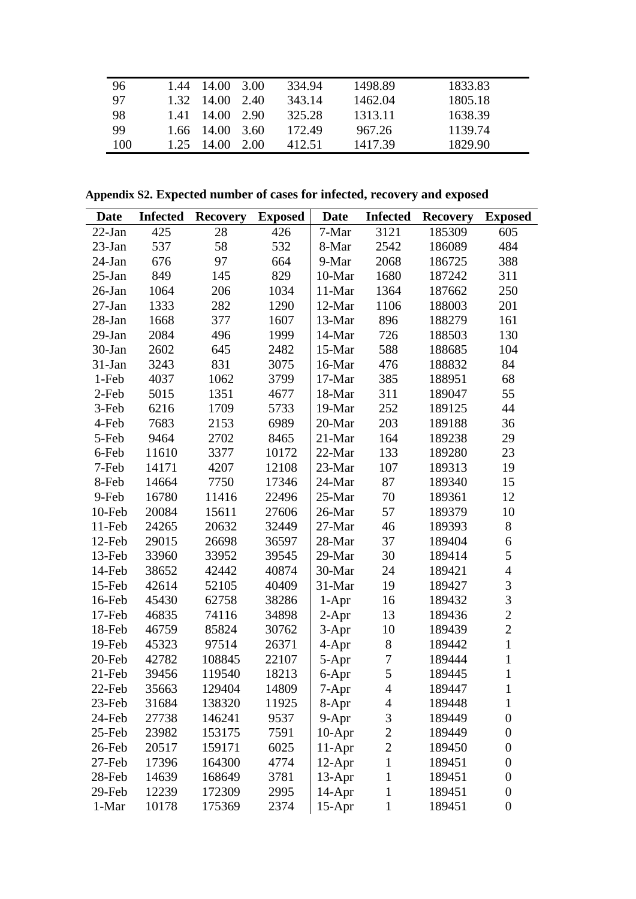| | | | | | | |
|---|---|---|---|---|---|---|
| 96 | 1.44 | 14.00 | 3.00 | 334.94 | 1498.89 | 1833.83 |
| 97 | 1.32 | 14.00 | 2.40 | 343.14 | 1462.04 | 1805.18 |
| 98 | 1.41 | 14.00 | 2.90 | 325.28 | 1313.11 | 1638.39 |
| 99 | 1.66 | 14.00 | 3.60 | 172.49 | 967.26 | 1139.74 |
| 100 | 1.25 | 14.00 | 2.00 | 412.51 | 1417.39 | 1829.90 |

**Appendix S2. Expected number of cases for infected, recovery and exposed**

| Date | Infected | Recovery | Exposed | Date | Infected | Recovery | Exposed |
|---|---|---|---|---|---|---|---|
| 22-Jan | 425 | 28 | 426 | 7-Mar | 3121 | 185309 | 605 |
| 23-Jan | 537 | 58 | 532 | 8-Mar | 2542 | 186089 | 484 |
| 24-Jan | 676 | 97 | 664 | 9-Mar | 2068 | 186725 | 388 |
| 25-Jan | 849 | 145 | 829 | 10-Mar | 1680 | 187242 | 311 |
| 26-Jan | 1064 | 206 | 1034 | 11-Mar | 1364 | 187662 | 250 |
| 27-Jan | 1333 | 282 | 1290 | 12-Mar | 1106 | 188003 | 201 |
| 28-Jan | 1668 | 377 | 1607 | 13-Mar | 896 | 188279 | 161 |
| 29-Jan | 2084 | 496 | 1999 | 14-Mar | 726 | 188503 | 130 |
| 30-Jan | 2602 | 645 | 2482 | 15-Mar | 588 | 188685 | 104 |
| 31-Jan | 3243 | 831 | 3075 | 16-Mar | 476 | 188832 | 84 |
| 1-Feb | 4037 | 1062 | 3799 | 17-Mar | 385 | 188951 | 68 |
| 2-Feb | 5015 | 1351 | 4677 | 18-Mar | 311 | 189047 | 55 |
| 3-Feb | 6216 | 1709 | 5733 | 19-Mar | 252 | 189125 | 44 |
| 4-Feb | 7683 | 2153 | 6989 | 20-Mar | 203 | 189188 | 36 |
| 5-Feb | 9464 | 2702 | 8465 | 21-Mar | 164 | 189238 | 29 |
| 6-Feb | 11610 | 3377 | 10172 | 22-Mar | 133 | 189280 | 23 |
| 7-Feb | 14171 | 4207 | 12108 | 23-Mar | 107 | 189313 | 19 |
| 8-Feb | 14664 | 7750 | 17346 | 24-Mar | 87 | 189340 | 15 |
| 9-Feb | 16780 | 11416 | 22496 | 25-Mar | 70 | 189361 | 12 |
| 10-Feb | 20084 | 15611 | 27606 | 26-Mar | 57 | 189379 | 10 |
| 11-Feb | 24265 | 20632 | 32449 | 27-Mar | 46 | 189393 | 8 |
| 12-Feb | 29015 | 26698 | 36597 | 28-Mar | 37 | 189404 | 6 |
| 13-Feb | 33960 | 33952 | 39545 | 29-Mar | 30 | 189414 | 5 |
| 14-Feb | 38652 | 42442 | 40874 | 30-Mar | 24 | 189421 | 4 |
| 15-Feb | 42614 | 52105 | 40409 | 31-Mar | 19 | 189427 | 3 |
| 16-Feb | 45430 | 62758 | 38286 | 1-Apr | 16 | 189432 | 3 |
| 17-Feb | 46835 | 74116 | 34898 | 2-Apr | 13 | 189436 | 2 |
| 18-Feb | 46759 | 85824 | 30762 | 3-Apr | 10 | 189439 | 2 |
| 19-Feb | 45323 | 97514 | 26371 | 4-Apr | 8 | 189442 | 1 |
| 20-Feb | 42782 | 108845 | 22107 | 5-Apr | 7 | 189444 | 1 |
| 21-Feb | 39456 | 119540 | 18213 | 6-Apr | 5 | 189445 | 1 |
| 22-Feb | 35663 | 129404 | 14809 | 7-Apr | 4 | 189447 | 1 |
| 23-Feb | 31684 | 138320 | 11925 | 8-Apr | 4 | 189448 | 1 |
| 24-Feb | 27738 | 146241 | 9537 | 9-Apr | 3 | 189449 | 0 |
| 25-Feb | 23982 | 153175 | 7591 | 10-Apr | 2 | 189449 | 0 |
| 26-Feb | 20517 | 159171 | 6025 | 11-Apr | 2 | 189450 | 0 |
| 27-Feb | 17396 | 164300 | 4774 | 12-Apr | 1 | 189451 | 0 |
| 28-Feb | 14639 | 168649 | 3781 | 13-Apr | 1 | 189451 | 0 |
| 29-Feb | 12239 | 172309 | 2995 | 14-Apr | 1 | 189451 | 0 |
| 1-Mar | 10178 | 175369 | 2374 | 15-Apr | 1 | 189451 | 0 |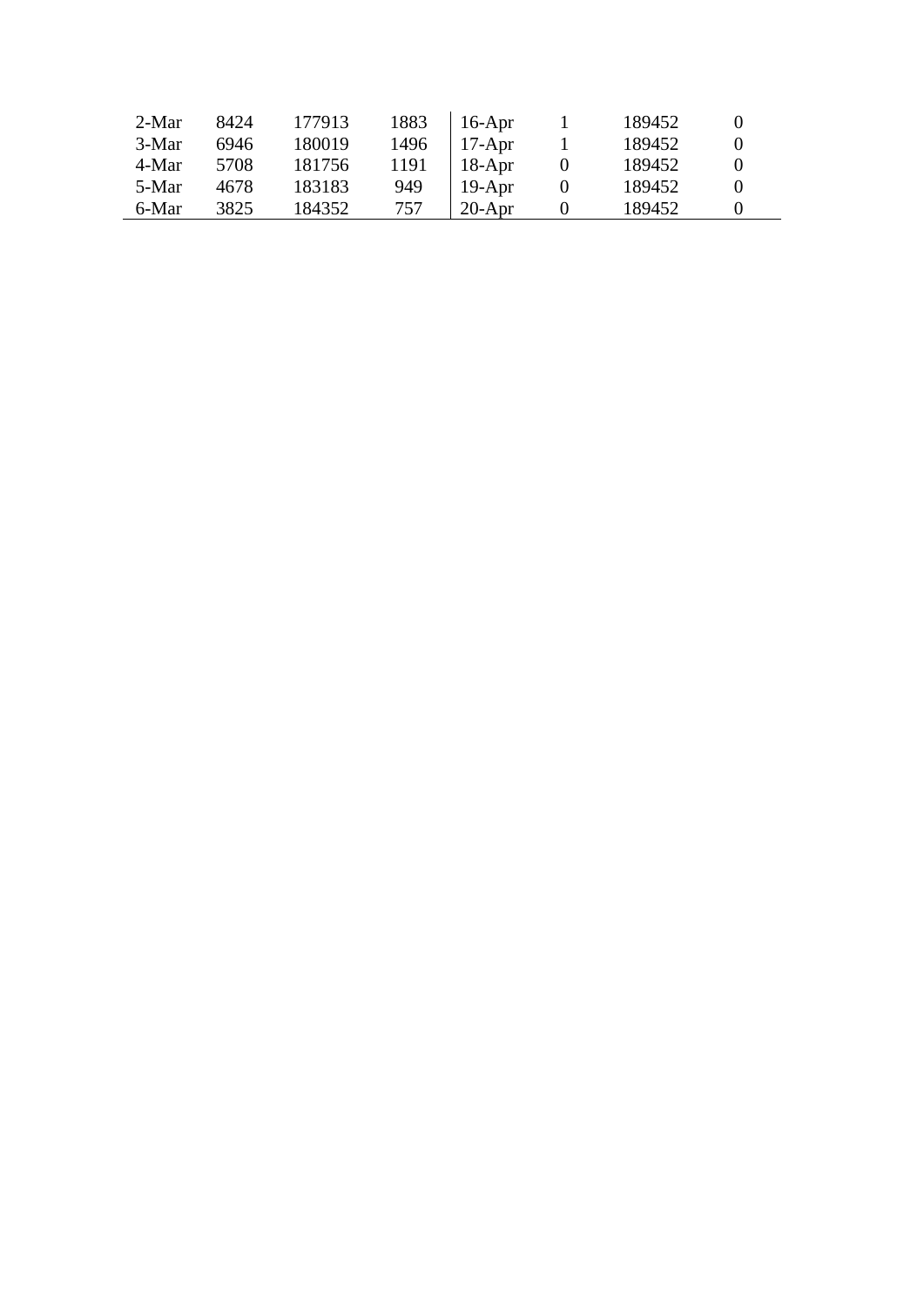| | | | | | | | |
|---|---|---|---|---|---|---|---|
| 2-Mar | 8424 | 177913 | 1883 | 16-Apr | 1 | 189452 | 0 |
| 3-Mar | 6946 | 180019 | 1496 | 17-Apr | 1 | 189452 | 0 |
| 4-Mar | 5708 | 181756 | 1191 | 18-Apr | 0 | 189452 | 0 |
| 5-Mar | 4678 | 183183 | 949 | 19-Apr | 0 | 189452 | 0 |
| 6-Mar | 3825 | 184352 | 757 | 20-Apr | 0 | 189452 | 0 |